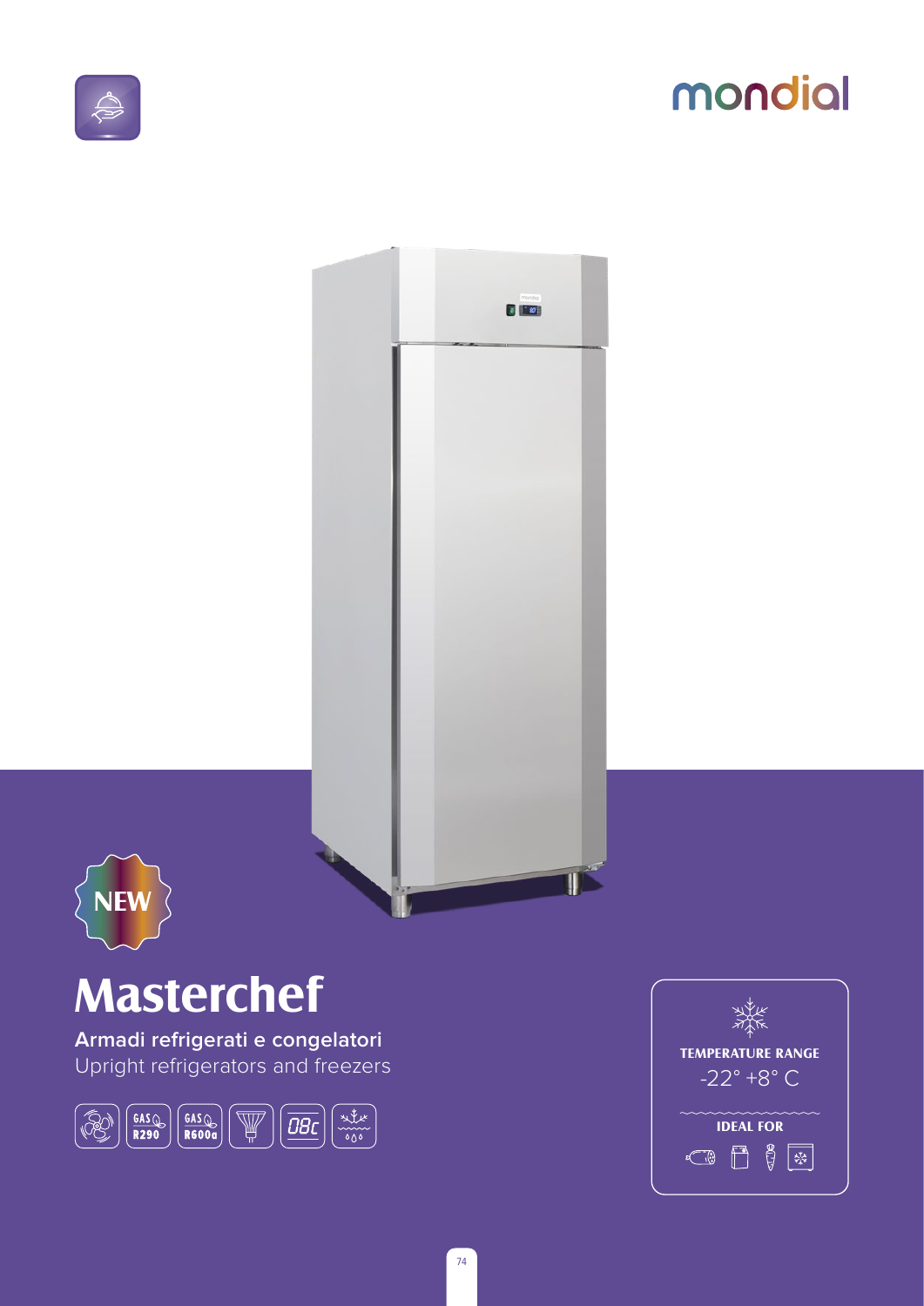mondial

NEW

# Masterchef

**Armadi refrigerati e congelatori**

Upright refrigerators and freezers

GAS R290 | GAS R600a

**TEMPERATURE RANGE**

-22° +8° C

**IDEAL FOR**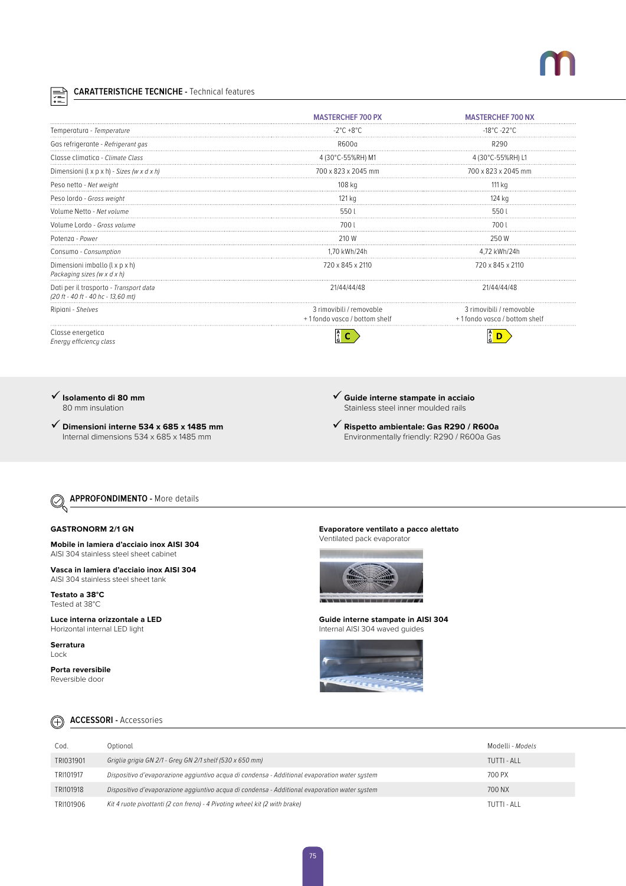## CARATTERISTICHE TECNICHE - Technical features

| | MASTERCHEF 700 PX | MASTERCHEF 700 NX |
|---|---|---|
| Temperatura - *Temperature* | -2°C +8°C | -18°C -22°C |
| Gas refrigerante - *Refrigerant gas* | R600a | R290 |
| Classe climatica - *Climate Class* | 4 (30°C-55%RH) M1 | 4 (30°C-55%RH) L1 |
| Dimensioni (l x p x h) - *Sizes (w x d x h)* | 700 x 823 x 2045 mm | 700 x 823 x 2045 mm |
| Peso netto - *Net weight* | 108 kg | 111 kg |
| Peso lordo - *Gross weight* | 121 kg | 124 kg |
| Volume Netto - *Net volume* | 550 l | 550 l |
| Volume Lordo - *Gross volume* | 700 l | 700 l |
| Potenza - *Power* | 210 W | 250 W |
| Consumo - *Consumption* | 1,70 kWh/24h | 4,72 kWh/24h |
| Dimensioni imballo (l x p x h) *Packaging sizes (w x d x h)* | 720 x 845 x 2110 | 720 x 845 x 2110 |
| Dati per il trasporto - *Transport data (20 ft - 40 ft - 40 hc - 13,60 mt)* | 21/44/44/48 | 21/44/44/48 |
| Ripiani - *Shelves* | 3 rimovibili / removable + 1 fondo vasca / bottom shelf | 3 rimovibili / removable + 1 fondo vasca / bottom shelf |
| Classe energetica *Energy efficiency class* | C | D |

- **Isolamento di 80 mm**
  80 mm insulation
- **Dimensioni interne 534 x 685 x 1485 mm**
  Internal dimensions 534 x 685 x 1485 mm
- **Guide interne stampate in acciaio**
  Stainless steel inner moulded rails
- **Rispetto ambientale: Gas R290 / R600a**
  Environmentally friendly: R290 / R600a Gas

## APPROFONDIMENTO - More details

**GASTRONORM 2/1 GN**

**Mobile in lamiera d'acciaio inox AISI 304**
AISI 304 stainless steel sheet cabinet

**Vasca in lamiera d'acciaio inox AISI 304**
AISI 304 stainless steel sheet tank

**Testato a 38°C**
Tested at 38°C

**Luce interna orizzontale a LED**
Horizontal internal LED light

**Serratura**
Lock

**Porta reversibile**
Reversible door

**Evaporatore ventilato a pacco alettato**
Ventilated pack evaporator

**Guide interne stampate in AISI 304**
Internal AISI 304 waved guides

## ACCESSORI - Accessories

| Cod. | Optional | Modelli - *Models* |
|---|---|---|
| TRI031901 | *Griglia grigia GN 2/1 - Grey GN 2/1 shelf (530 x 650 mm)* | TUTTI - ALL |
| TRI101917 | *Dispositivo d'evaporazione aggiuntivo acqua di condensa - Additional evaporation water system* | 700 PX |
| TRI101918 | *Dispositivo d'evaporazione aggiuntivo acqua di condensa - Additional evaporation water system* | 700 NX |
| TRI101906 | *Kit 4 ruote pivottanti (2 con freno) - 4 Pivoting wheel kit (2 with brake)* | TUTTI - ALL |